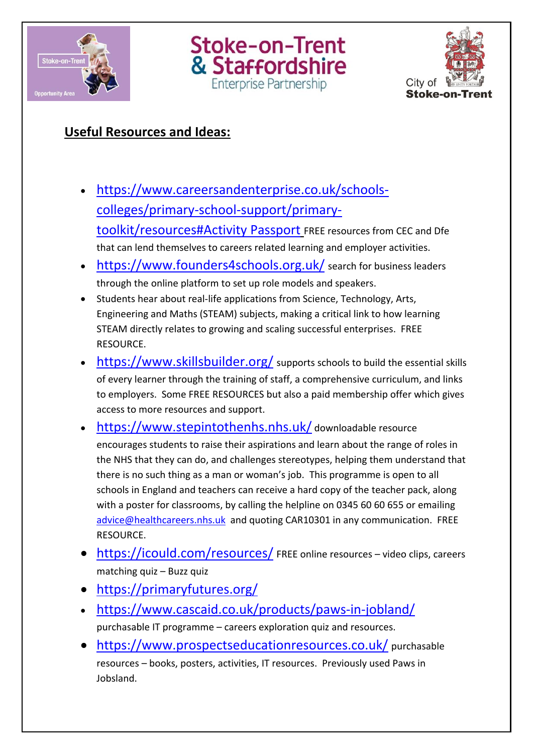Stoke-on-Trent Opportunity Area

Stoke-on-Trent & Staffordshire Enterprise Partnership

City of Stoke-on-Trent

## Useful Resources and Ideas:

- https://www.careersandenterprise.co.uk/schools-colleges/primary-school-support/primary-toolkit/resources#Activity Passport FREE resources from CEC and Dfe that can lend themselves to careers related learning and employer activities.
- https://www.founders4schools.org.uk/ search for business leaders through the online platform to set up role models and speakers.
- Students hear about real-life applications from Science, Technology, Arts, Engineering and Maths (STEAM) subjects, making a critical link to how learning STEAM directly relates to growing and scaling successful enterprises. FREE RESOURCE.
- https://www.skillsbuilder.org/ supports schools to build the essential skills of every learner through the training of staff, a comprehensive curriculum, and links to employers. Some FREE RESOURCES but also a paid membership offer which gives access to more resources and support.
- https://www.stepintothenhs.nhs.uk/ downloadable resource encourages students to raise their aspirations and learn about the range of roles in the NHS that they can do, and challenges stereotypes, helping them understand that there is no such thing as a man or woman's job. This programme is open to all schools in England and teachers can receive a hard copy of the teacher pack, along with a poster for classrooms, by calling the helpline on 0345 60 60 655 or emailing advice@healthcareers.nhs.uk and quoting CAR10301 in any communication. FREE RESOURCE.
- https://icould.com/resources/ FREE online resources – video clips, careers matching quiz – Buzz quiz
- https://primaryfutures.org/
- https://www.cascaid.co.uk/products/paws-in-jobland/ purchasable IT programme – careers exploration quiz and resources.
- https://www.prospectseducationresources.co.uk/ purchasable resources – books, posters, activities, IT resources. Previously used Paws in Jobsland.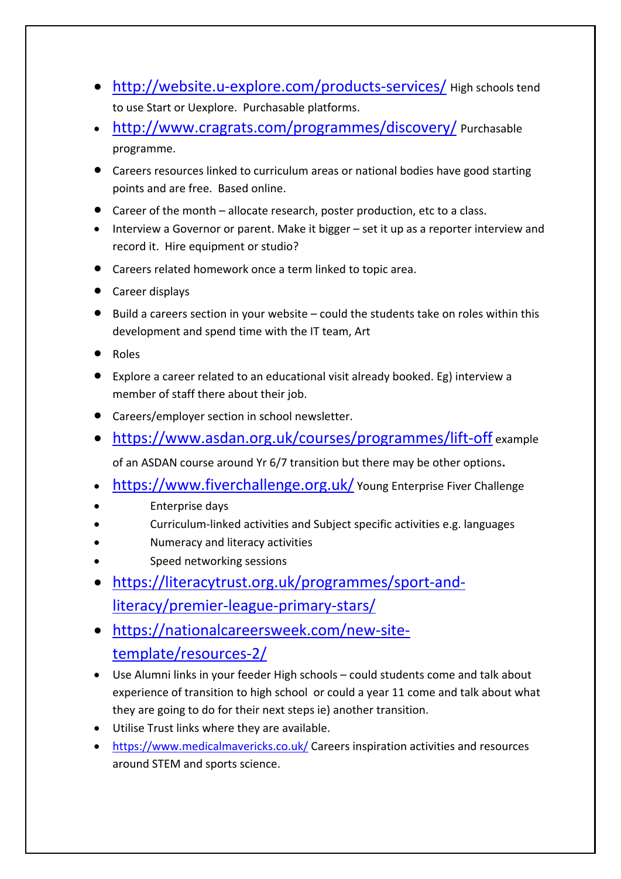- http://website.u-explore.com/products-services/ High schools tend to use Start or Uexplore. Purchasable platforms.
- http://www.cragrats.com/programmes/discovery/ Purchasable programme.
- Careers resources linked to curriculum areas or national bodies have good starting points and are free. Based online.
- Career of the month – allocate research, poster production, etc to a class.
- Interview a Governor or parent. Make it bigger – set it up as a reporter interview and record it. Hire equipment or studio?
- Careers related homework once a term linked to topic area.
- Career displays
- Build a careers section in your website – could the students take on roles within this development and spend time with the IT team, Art
- Roles
- Explore a career related to an educational visit already booked. Eg) interview a member of staff there about their job.
- Careers/employer section in school newsletter.
- https://www.asdan.org.uk/courses/programmes/lift-off example of an ASDAN course around Yr 6/7 transition but there may be other options.
- https://www.fiverchallenge.org.uk/ Young Enterprise Fiver Challenge
- Enterprise days
- Curriculum-linked activities and Subject specific activities e.g. languages
- Numeracy and literacy activities
- Speed networking sessions
- https://literacytrust.org.uk/programmes/sport-and-literacy/premier-league-primary-stars/
- https://nationalcareersweek.com/new-site-template/resources-2/
- Use Alumni links in your feeder High schools – could students come and talk about experience of transition to high school or could a year 11 come and talk about what they are going to do for their next steps ie) another transition.
- Utilise Trust links where they are available.
- https://www.medicalmavericks.co.uk/ Careers inspiration activities and resources around STEM and sports science.